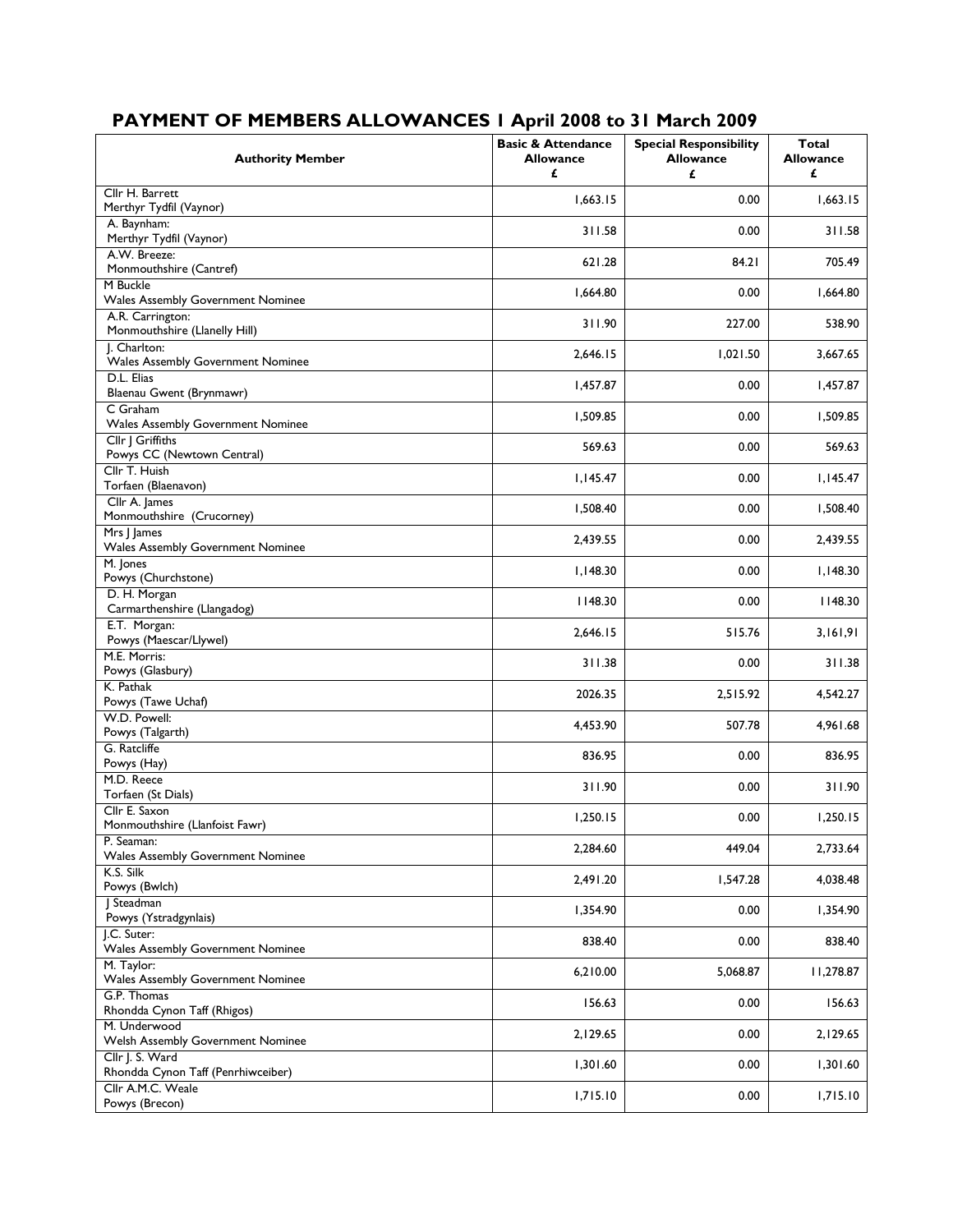# PAYMENT OF MEMBERS ALLOWANCES 1 April 2008 to 31 March 2009

| Authority Member | Basic & Attendance Allowance £ | Special Responsibility Allowance £ | Total Allowance £ |
|---|---|---|---|
| Cllr H. Barrett<br>Merthyr Tydfil (Vaynor) | 1,663.15 | 0.00 | 1,663.15 |
| A. Baynham:<br>Merthyr Tydfil (Vaynor) | 311.58 | 0.00 | 311.58 |
| A.W. Breeze:<br>Monmouthshire (Cantref) | 621.28 | 84.21 | 705.49 |
| M Buckle<br>Wales Assembly Government Nominee | 1,664.80 | 0.00 | 1,664.80 |
| A.R. Carrington:<br>Monmouthshire (Llanelly Hill) | 311.90 | 227.00 | 538.90 |
| J. Charlton:<br>Wales Assembly Government Nominee | 2,646.15 | 1,021.50 | 3,667.65 |
| D.L. Elias<br>Blaenau Gwent (Brynmawr) | 1,457.87 | 0.00 | 1,457.87 |
| C Graham<br>Wales Assembly Government Nominee | 1,509.85 | 0.00 | 1,509.85 |
| Cllr J Griffiths<br>Powys CC (Newtown Central) | 569.63 | 0.00 | 569.63 |
| Cllr T. Huish<br>Torfaen (Blaenavon) | 1,145.47 | 0.00 | 1,145.47 |
| Cllr A. James<br>Monmouthshire (Crucorney) | 1,508.40 | 0.00 | 1,508.40 |
| Mrs J James<br>Wales Assembly Government Nominee | 2,439.55 | 0.00 | 2,439.55 |
| M. Jones<br>Powys (Churchstone) | 1,148.30 | 0.00 | 1,148.30 |
| D. H. Morgan<br>Carmarthenshire (Llangadog) | 1148.30 | 0.00 | 1148.30 |
| E.T. Morgan:<br>Powys (Maescar/Llywel) | 2,646.15 | 515.76 | 3,161,91 |
| M.E. Morris:<br>Powys (Glasbury) | 311.38 | 0.00 | 311.38 |
| K. Pathak<br>Powys (Tawe Uchaf) | 2026.35 | 2,515.92 | 4,542.27 |
| W.D. Powell:<br>Powys (Talgarth) | 4,453.90 | 507.78 | 4,961.68 |
| G. Ratcliffe<br>Powys (Hay) | 836.95 | 0.00 | 836.95 |
| M.D. Reece<br>Torfaen (St Dials) | 311.90 | 0.00 | 311.90 |
| Cllr E. Saxon<br>Monmouthshire (Llanfoist Fawr) | 1,250.15 | 0.00 | 1,250.15 |
| P. Seaman:<br>Wales Assembly Government Nominee | 2,284.60 | 449.04 | 2,733.64 |
| K.S. Silk<br>Powys (Bwlch) | 2,491.20 | 1,547.28 | 4,038.48 |
| J Steadman<br>Powys (Ystradgynlais) | 1,354.90 | 0.00 | 1,354.90 |
| J.C. Suter:<br>Wales Assembly Government Nominee | 838.40 | 0.00 | 838.40 |
| M. Taylor:<br>Wales Assembly Government Nominee | 6,210.00 | 5,068.87 | 11,278.87 |
| G.P. Thomas<br>Rhondda Cynon Taff (Rhigos) | 156.63 | 0.00 | 156.63 |
| M. Underwood<br>Welsh Assembly Government Nominee | 2,129.65 | 0.00 | 2,129.65 |
| Cllr J. S. Ward<br>Rhondda Cynon Taff (Penrhiwceiber) | 1,301.60 | 0.00 | 1,301.60 |
| Cllr A.M.C. Weale<br>Powys (Brecon) | 1,715.10 | 0.00 | 1,715.10 |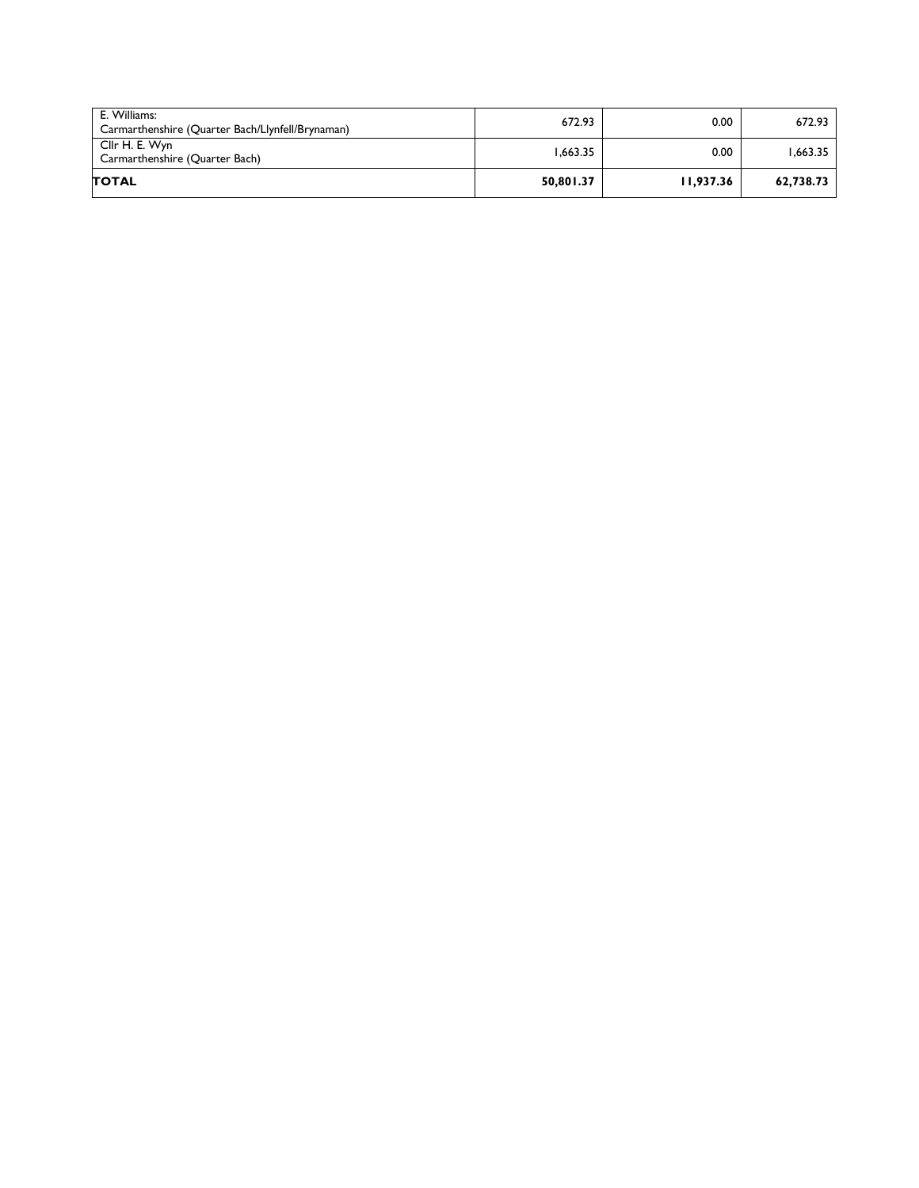| | | | |
|---|---|---|---|
| E. Williams:<br>Carmarthenshire (Quarter Bach/Llynfell/Brynaman) | 672.93 | 0.00 | 672.93 |
| Cllr H. E. Wyn<br>Carmarthenshire (Quarter Bach) | 1,663.35 | 0.00 | 1,663.35 |
| **TOTAL** | **50,801.37** | **11,937.36** | **62,738.73** |